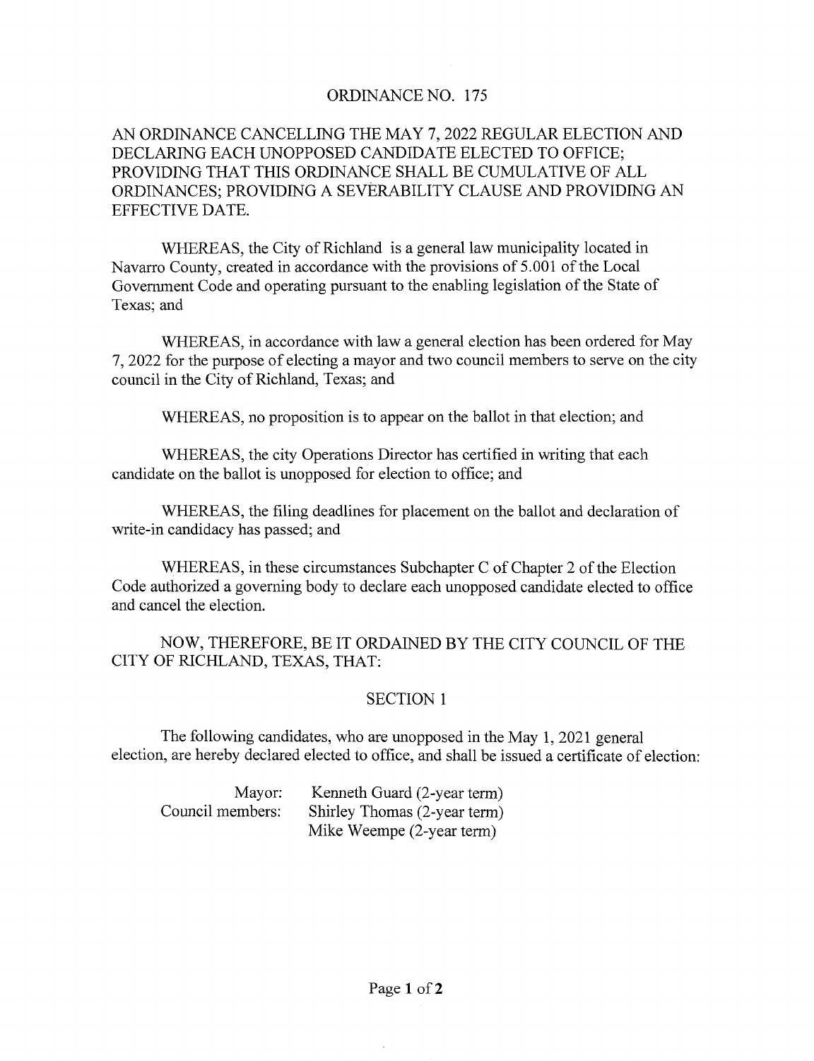# ORDINANCE NO. 175

AN ORDINANCE CANCELLING THE MAY 7, 2022 REGULAR ELECTION AND DECLARING EACH UNOPPOSED CANDIDATE ELECTED TO OFFICE; PROVIDING THAT THIS ORDINANCE SHALL BE CUMULATIVE OF ALL ORDINANCES; PROVIDING A SEVERABILITY CLAUSE AND PROVIDING AN EFFECTIVE DATE.

WHEREAS, the City of Richland is a general law municipality located in Navarro County, created in accordance with the provisions of 5.001 of the Local Government Code and operating pursuant to the enabling legislation of the State of Texas; and

WHEREAS, in accordance with law a general election has been ordered for May 7, 2022 for the purpose of electing a mayor and two council members to serve on the city council in the City of Richland, Texas; and

WHEREAS, no proposition is to appear on the ballot in that election; and

WHEREAS, the city Operations Director has certified in writing that each candidate on the ballot is unopposed for election to office; and

WHEREAS, the filing deadlines for placement on the ballot and declaration of write-in candidacy has passed; and

WHEREAS, in these circumstances Subchapter C of Chapter 2 of the Election Code authorized a governing body to declare each unopposed candidate elected to office and cancel the election.

NOW, THEREFORE, BE IT ORDAINED BY THE CITY COUNCIL OF THE CITY OF RICHLAND, TEXAS, THAT:

## SECTION 1

The following candidates, who are unopposed in the May 1, 2021 general election, are hereby declared elected to office, and shall be issued a certificate of election:

| | |
|---|---|
| Mayor: | Kenneth Guard (2-year term) |
| Council members: | Shirley Thomas (2-year term) |
| | Mike Weempe (2-year term) |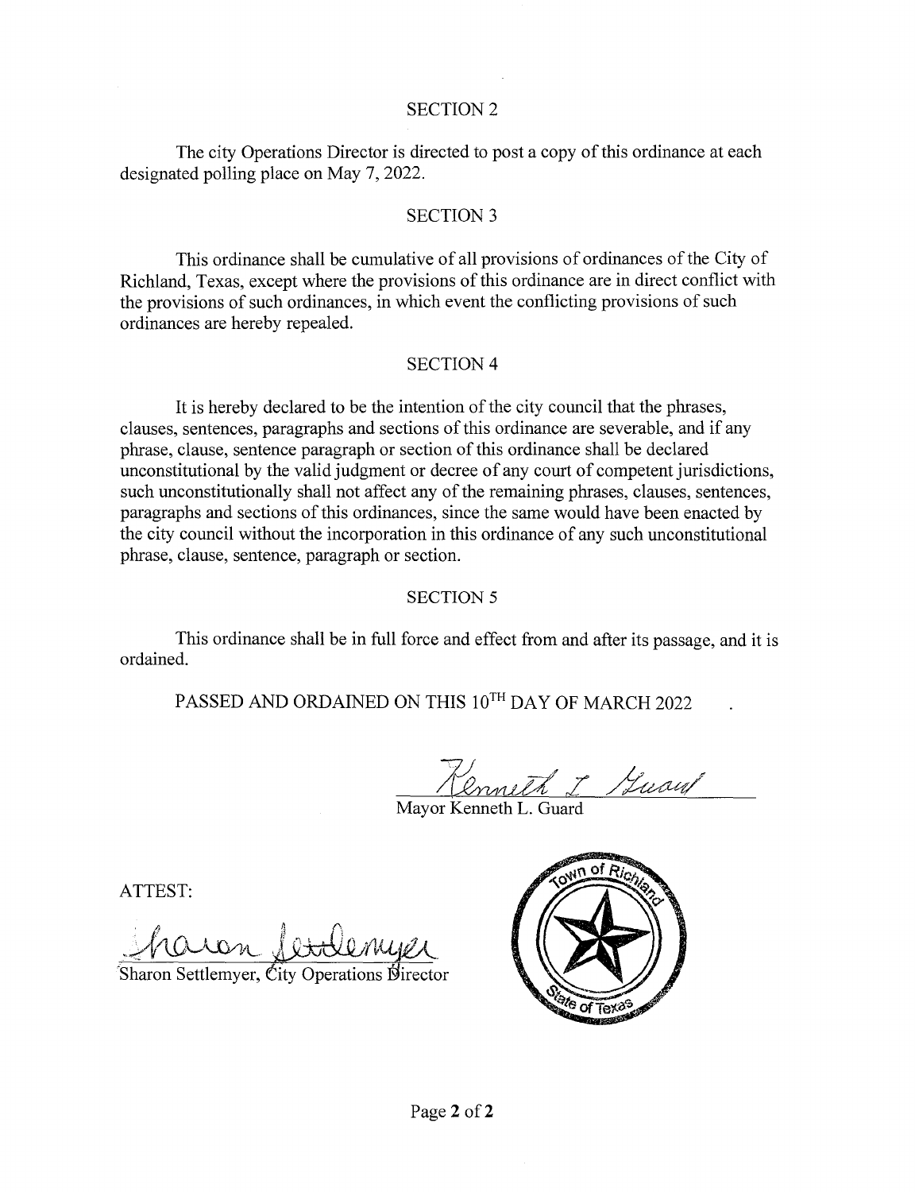## SECTION 2

The city Operations Director is directed to post a copy of this ordinance at each designated polling place on May 7, 2022.

## SECTION 3

This ordinance shall be cumulative of all provisions of ordinances of the City of Richland, Texas, except where the provisions of this ordinance are in direct conflict with the provisions of such ordinances, in which event the conflicting provisions of such ordinances are hereby repealed.

## SECTION 4

It is hereby declared to be the intention of the city council that the phrases, clauses, sentences, paragraphs and sections of this ordinance are severable, and if any phrase, clause, sentence paragraph or section of this ordinance shall be declared unconstitutional by the valid judgment or decree of any court of competent jurisdictions, such unconstitutionally shall not affect any of the remaining phrases, clauses, sentences, paragraphs and sections of this ordinances, since the same would have been enacted by the city council without the incorporation in this ordinance of any such unconstitutional phrase, clause, sentence, paragraph or section.

## SECTION 5

This ordinance shall be in full force and effect from and after its passage, and it is ordained.

PASSED AND ORDAINED ON THIS 10TH DAY OF MARCH 2022 .

Kenneth L. Guard

Mayor Kenneth L. Guard

ATTEST:

Sharon Settlemyer

Sharon Settlemyer, City Operations Director

Town of Richland

State of Texas